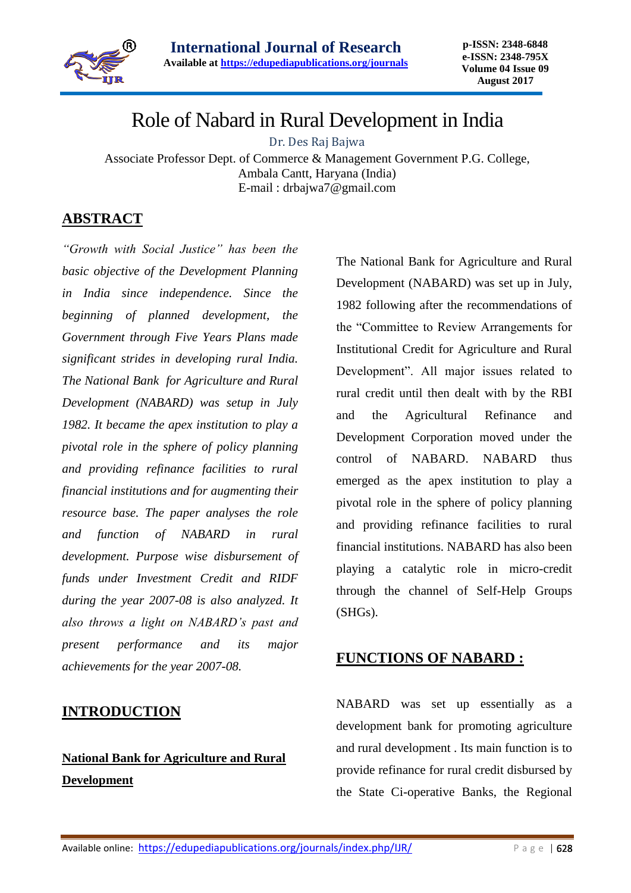# Role of Nabard in Rural Development in India

Dr. Des Raj Bajwa

Associate Professor Dept. of Commerce & Management Government P.G. College, Ambala Cantt, Haryana (India)

E-mail : drbajwa7@gmail.com

## ABSTRACT

*"Growth with Social Justice" has been the basic objective of the Development Planning in India since independence. Since the beginning of planned development, the Government through Five Years Plans made significant strides in developing rural India. The National Bank for Agriculture and Rural Development (NABARD) was setup in July 1982. It became the apex institution to play a pivotal role in the sphere of policy planning and providing refinance facilities to rural financial institutions and for augmenting their resource base. The paper analyses the role and function of NABARD in rural development. Purpose wise disbursement of funds under Investment Credit and RIDF during the year 2007-08 is also analyzed. It also throws a light on NABARD's past and present performance and its major achievements for the year 2007-08.*

## INTRODUCTION

### National Bank for Agriculture and Rural Development

The National Bank for Agriculture and Rural Development (NABARD) was set up in July, 1982 following after the recommendations of the "Committee to Review Arrangements for Institutional Credit for Agriculture and Rural Development". All major issues related to rural credit until then dealt with by the RBI and the Agricultural Refinance and Development Corporation moved under the control of NABARD. NABARD thus emerged as the apex institution to play a pivotal role in the sphere of policy planning and providing refinance facilities to rural financial institutions. NABARD has also been playing a catalytic role in micro-credit through the channel of Self-Help Groups (SHGs).

## FUNCTIONS OF NABARD :

NABARD was set up essentially as a development bank for promoting agriculture and rural development . Its main function is to provide refinance for rural credit disbursed by the State Ci-operative Banks, the Regional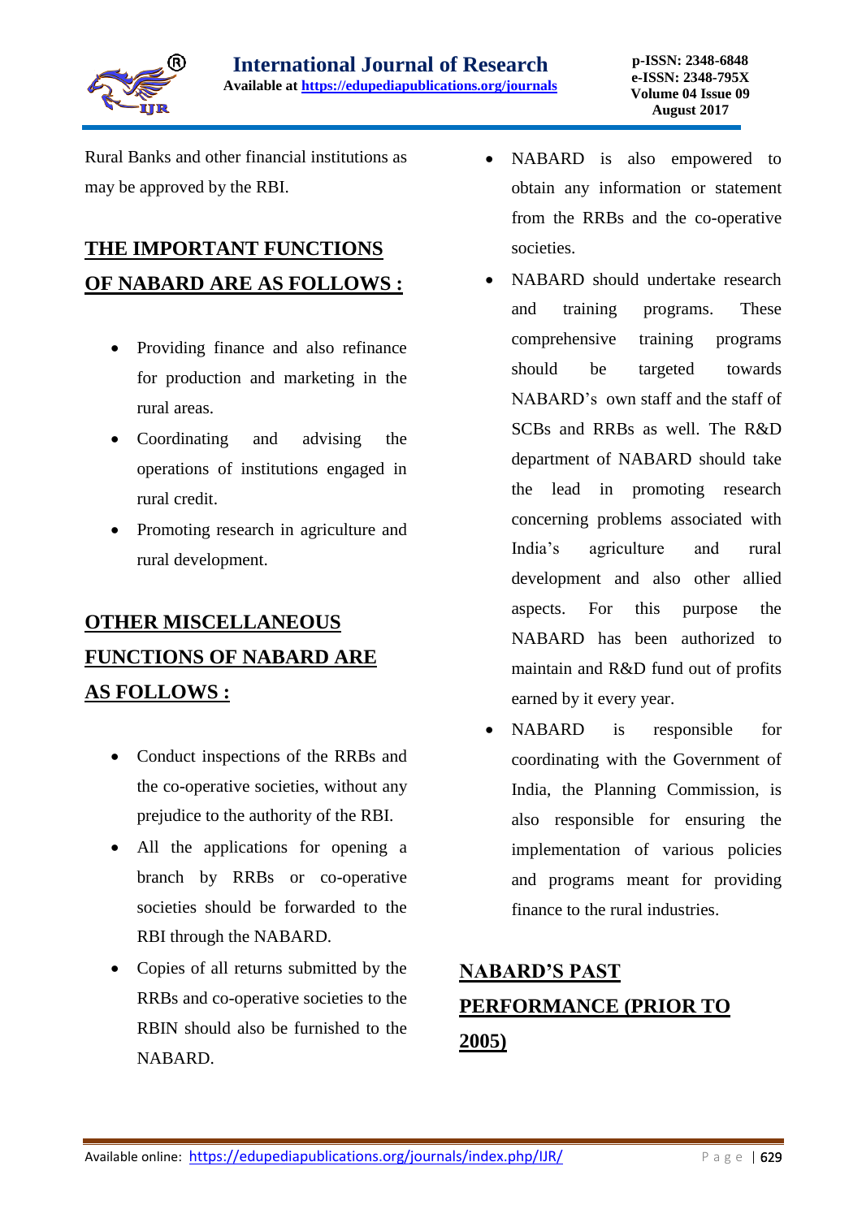Rural Banks and other financial institutions as may be approved by the RBI.

## THE IMPORTANT FUNCTIONS OF NABARD ARE AS FOLLOWS :

- Providing finance and also refinance for production and marketing in the rural areas.
- Coordinating and advising the operations of institutions engaged in rural credit.
- Promoting research in agriculture and rural development.

## OTHER MISCELLANEOUS FUNCTIONS OF NABARD ARE AS FOLLOWS :

- Conduct inspections of the RRBs and the co-operative societies, without any prejudice to the authority of the RBI.
- All the applications for opening a branch by RRBs or co-operative societies should be forwarded to the RBI through the NABARD.
- Copies of all returns submitted by the RRBs and co-operative societies to the RBIN should also be furnished to the NABARD.
- NABARD is also empowered to obtain any information or statement from the RRBs and the co-operative societies.
- NABARD should undertake research and training programs. These comprehensive training programs should be targeted towards NABARD's own staff and the staff of SCBs and RRBs as well. The R&D department of NABARD should take the lead in promoting research concerning problems associated with India's agriculture and rural development and also other allied aspects. For this purpose the NABARD has been authorized to maintain and R&D fund out of profits earned by it every year.
- NABARD is responsible for coordinating with the Government of India, the Planning Commission, is also responsible for ensuring the implementation of various policies and programs meant for providing finance to the rural industries.

## NABARD'S PAST PERFORMANCE (PRIOR TO 2005)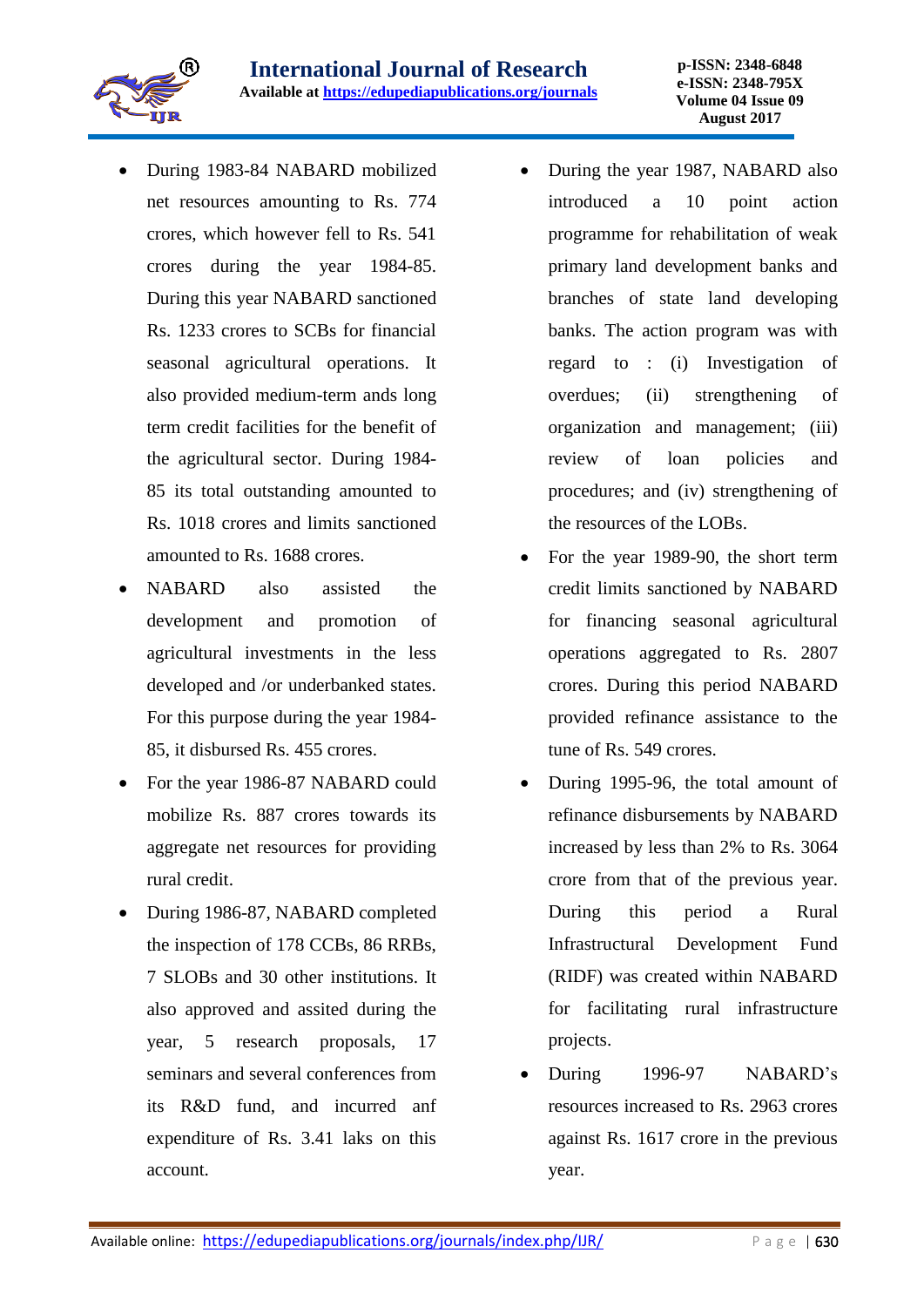- During 1983-84 NABARD mobilized net resources amounting to Rs. 774 crores, which however fell to Rs. 541 crores during the year 1984-85. During this year NABARD sanctioned Rs. 1233 crores to SCBs for financial seasonal agricultural operations. It also provided medium-term ands long term credit facilities for the benefit of the agricultural sector. During 1984-85 its total outstanding amounted to Rs. 1018 crores and limits sanctioned amounted to Rs. 1688 crores.
- NABARD also assisted the development and promotion of agricultural investments in the less developed and /or underbanked states. For this purpose during the year 1984-85, it disbursed Rs. 455 crores.
- For the year 1986-87 NABARD could mobilize Rs. 887 crores towards its aggregate net resources for providing rural credit.
- During 1986-87, NABARD completed the inspection of 178 CCBs, 86 RRBs, 7 SLOBs and 30 other institutions. It also approved and assited during the year, 5 research proposals, 17 seminars and several conferences from its R&D fund, and incurred anf expenditure of Rs. 3.41 laks on this account.
- During the year 1987, NABARD also introduced a 10 point action programme for rehabilitation of weak primary land development banks and branches of state land developing banks. The action program was with regard to : (i) Investigation of overdues; (ii) strengthening of organization and management; (iii) review of loan policies and procedures; and (iv) strengthening of the resources of the LOBs.
- For the year 1989-90, the short term credit limits sanctioned by NABARD for financing seasonal agricultural operations aggregated to Rs. 2807 crores. During this period NABARD provided refinance assistance to the tune of Rs. 549 crores.
- During 1995-96, the total amount of refinance disbursements by NABARD increased by less than 2% to Rs. 3064 crore from that of the previous year. During this period a Rural Infrastructural Development Fund (RIDF) was created within NABARD for facilitating rural infrastructure projects.
- During 1996-97 NABARD's resources increased to Rs. 2963 crores against Rs. 1617 crore in the previous year.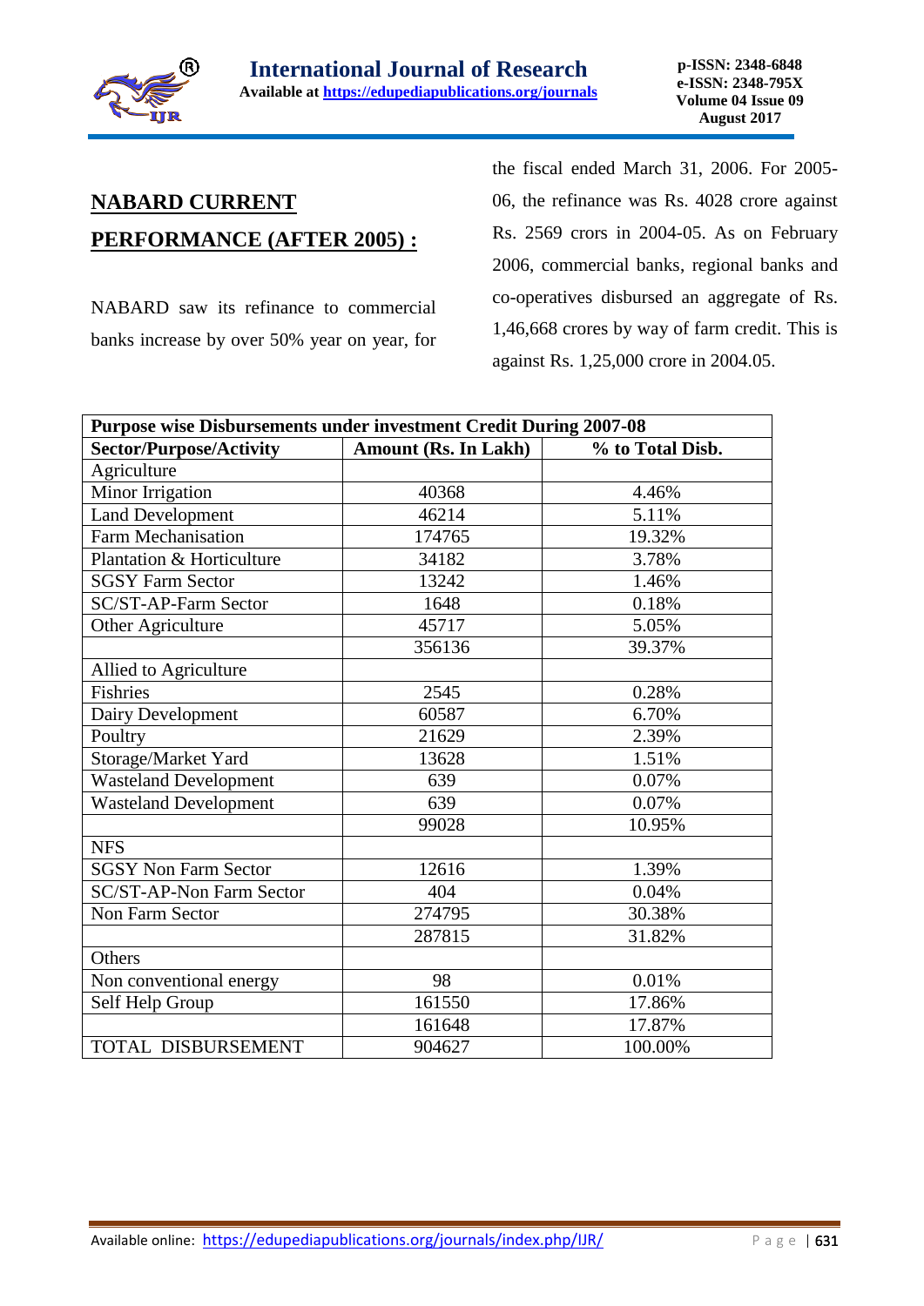## NABARD CURRENT PERFORMANCE (AFTER 2005) :

NABARD saw its refinance to commercial banks increase by over 50% year on year, for the fiscal ended March 31, 2006. For 2005-06, the refinance was Rs. 4028 crore against Rs. 2569 crors in 2004-05. As on February 2006, commercial banks, regional banks and co-operatives disbursed an aggregate of Rs. 1,46,668 crores by way of farm credit. This is against Rs. 1,25,000 crore in 2004.05.

| **Purpose wise Disbursements under investment Credit During 2007-08** | | |
|---|---|---|
| **Sector/Purpose/Activity** | **Amount (Rs. In Lakh)** | **% to Total Disb.** |
| Agriculture | | |
| Minor Irrigation | 40368 | 4.46% |
| Land Development | 46214 | 5.11% |
| Farm Mechanisation | 174765 | 19.32% |
| Plantation & Horticulture | 34182 | 3.78% |
| SGSY Farm Sector | 13242 | 1.46% |
| SC/ST-AP-Farm Sector | 1648 | 0.18% |
| Other Agriculture | 45717 | 5.05% |
| | 356136 | 39.37% |
| Allied to Agriculture | | |
| Fishries | 2545 | 0.28% |
| Dairy Development | 60587 | 6.70% |
| Poultry | 21629 | 2.39% |
| Storage/Market Yard | 13628 | 1.51% |
| Wasteland Development | 639 | 0.07% |
| Wasteland Development | 639 | 0.07% |
| | 99028 | 10.95% |
| NFS | | |
| SGSY Non Farm Sector | 12616 | 1.39% |
| SC/ST-AP-Non Farm Sector | 404 | 0.04% |
| Non Farm Sector | 274795 | 30.38% |
| | 287815 | 31.82% |
| Others | | |
| Non conventional energy | 98 | 0.01% |
| Self Help Group | 161550 | 17.86% |
| | 161648 | 17.87% |
| TOTAL DISBURSEMENT | 904627 | 100.00% |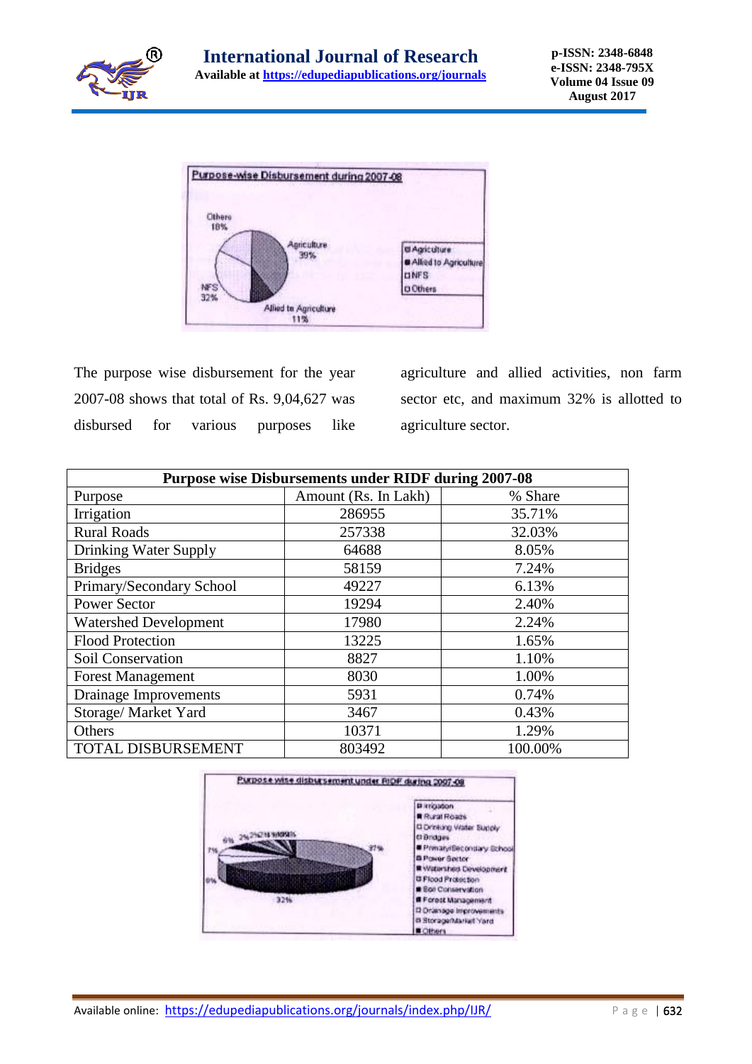The purpose wise disbursement for the year 2007-08 shows that total of Rs. 9,04,627 was disbursed for various purposes like agriculture and allied activities, non farm sector etc, and maximum 32% is allotted to agriculture sector.

| Purpose wise Disbursements under RIDF during 2007-08 | | |
|---|---|---|
| Purpose | Amount (Rs. In Lakh) | % Share |
| Irrigation | 286955 | 35.71% |
| Rural Roads | 257338 | 32.03% |
| Drinking Water Supply | 64688 | 8.05% |
| Bridges | 58159 | 7.24% |
| Primary/Secondary School | 49227 | 6.13% |
| Power Sector | 19294 | 2.40% |
| Watershed Development | 17980 | 2.24% |
| Flood Protection | 13225 | 1.65% |
| Soil Conservation | 8827 | 1.10% |
| Forest Management | 8030 | 1.00% |
| Drainage Improvements | 5931 | 0.74% |
| Storage/ Market Yard | 3467 | 0.43% |
| Others | 10371 | 1.29% |
| TOTAL DISBURSEMENT | 803492 | 100.00% |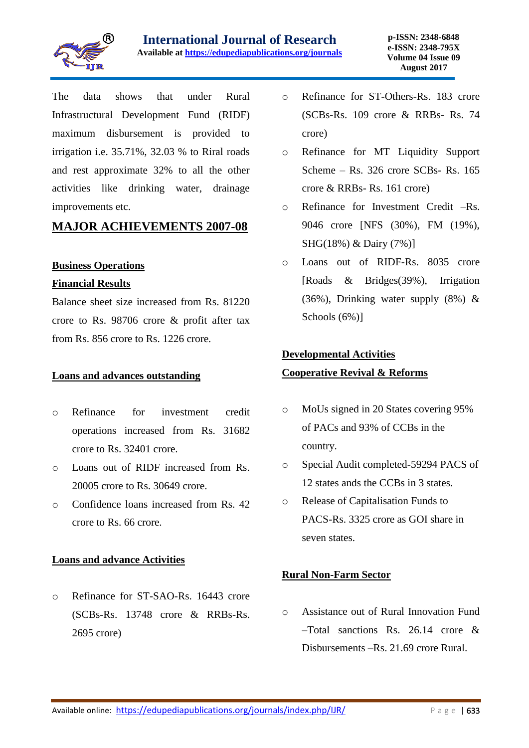The data shows that under Rural Infrastructural Development Fund (RIDF) maximum disbursement is provided to irrigation i.e. 35.71%, 32.03 % to Riral roads and rest approximate 32% to all the other activities like drinking water, drainage improvements etc.

## MAJOR ACHIEVEMENTS 2007-08

### Business Operations

### Financial Results

Balance sheet size increased from Rs. 81220 crore to Rs. 98706 crore & profit after tax from Rs. 856 crore to Rs. 1226 crore.

### Loans and advances outstanding

- Refinance for investment credit operations increased from Rs. 31682 crore to Rs. 32401 crore.
- Loans out of RIDF increased from Rs. 20005 crore to Rs. 30649 crore.
- Confidence loans increased from Rs. 42 crore to Rs. 66 crore.

### Loans and advance Activities

- Refinance for ST-SAO-Rs. 16443 crore (SCBs-Rs. 13748 crore & RRBs-Rs. 2695 crore)
- Refinance for ST-Others-Rs. 183 crore (SCBs-Rs. 109 crore & RRBs- Rs. 74 crore)
- Refinance for MT Liquidity Support Scheme – Rs. 326 crore SCBs- Rs. 165 crore & RRBs- Rs. 161 crore)
- Refinance for Investment Credit –Rs. 9046 crore [NFS (30%), FM (19%), SHG(18%) & Dairy (7%)]
- Loans out of RIDF-Rs. 8035 crore [Roads & Bridges(39%), Irrigation (36%), Drinking water supply (8%) & Schools (6%)]

### Developmental Activities

### Cooperative Revival & Reforms

- MoUs signed in 20 States covering 95% of PACs and 93% of CCBs in the country.
- Special Audit completed-59294 PACS of 12 states ands the CCBs in 3 states.
- Release of Capitalisation Funds to PACS-Rs. 3325 crore as GOI share in seven states.

### Rural Non-Farm Sector

- Assistance out of Rural Innovation Fund –Total sanctions Rs. 26.14 crore & Disbursements –Rs. 21.69 crore Rural.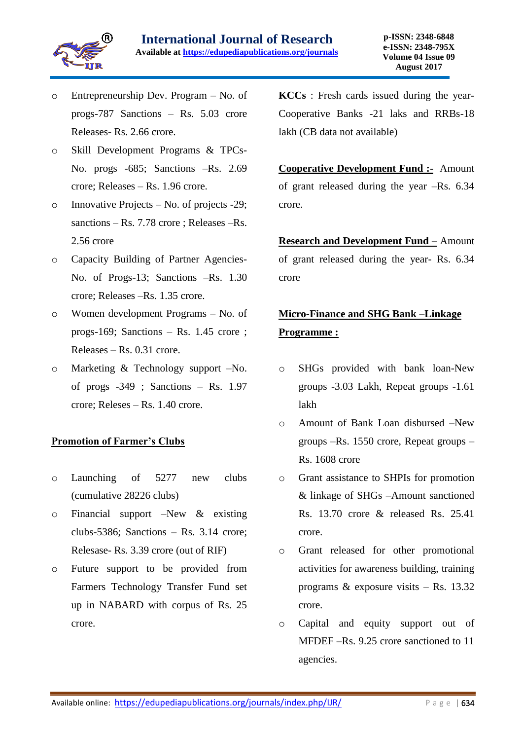- Entrepreneurship Dev. Program – No. of progs-787 Sanctions – Rs. 5.03 crore Releases- Rs. 2.66 crore.
- Skill Development Programs & TPCs- No. progs -685; Sanctions –Rs. 2.69 crore; Releases – Rs. 1.96 crore.
- Innovative Projects – No. of projects -29; sanctions – Rs. 7.78 crore ; Releases –Rs. 2.56 crore
- Capacity Building of Partner Agencies- No. of Progs-13; Sanctions –Rs. 1.30 crore; Releases –Rs. 1.35 crore.
- Women development Programs – No. of progs-169; Sanctions – Rs. 1.45 crore ; Releases – Rs. 0.31 crore.
- Marketing & Technology support –No. of progs -349 ; Sanctions – Rs. 1.97 crore; Releses – Rs. 1.40 crore.

**<u>Promotion of Farmer's Clubs</u>**

- Launching of 5277 new clubs (cumulative 28226 clubs)
- Financial support –New & existing clubs-5386; Sanctions – Rs. 3.14 crore; Relesase- Rs. 3.39 crore (out of RIF)
- Future support to be provided from Farmers Technology Transfer Fund set up in NABARD with corpus of Rs. 25 crore.

**KCCs** : Fresh cards issued during the year- Cooperative Banks -21 laks and RRBs-18 lakh (CB data not available)

**<u>Cooperative Development Fund :-</u>** Amount of grant released during the year –Rs. 6.34 crore.

**<u>Research and Development Fund –</u>** Amount of grant released during the year- Rs. 6.34 crore

**<u>Micro-Finance and SHG Bank –Linkage Programme :</u>**

- SHGs provided with bank loan-New groups -3.03 Lakh, Repeat groups -1.61 lakh
- Amount of Bank Loan disbursed –New groups –Rs. 1550 crore, Repeat groups – Rs. 1608 crore
- Grant assistance to SHPIs for promotion & linkage of SHGs –Amount sanctioned Rs. 13.70 crore & released Rs. 25.41 crore.
- Grant released for other promotional activities for awareness building, training programs & exposure visits – Rs. 13.32 crore.
- Capital and equity support out of MFDEF –Rs. 9.25 crore sanctioned to 11 agencies.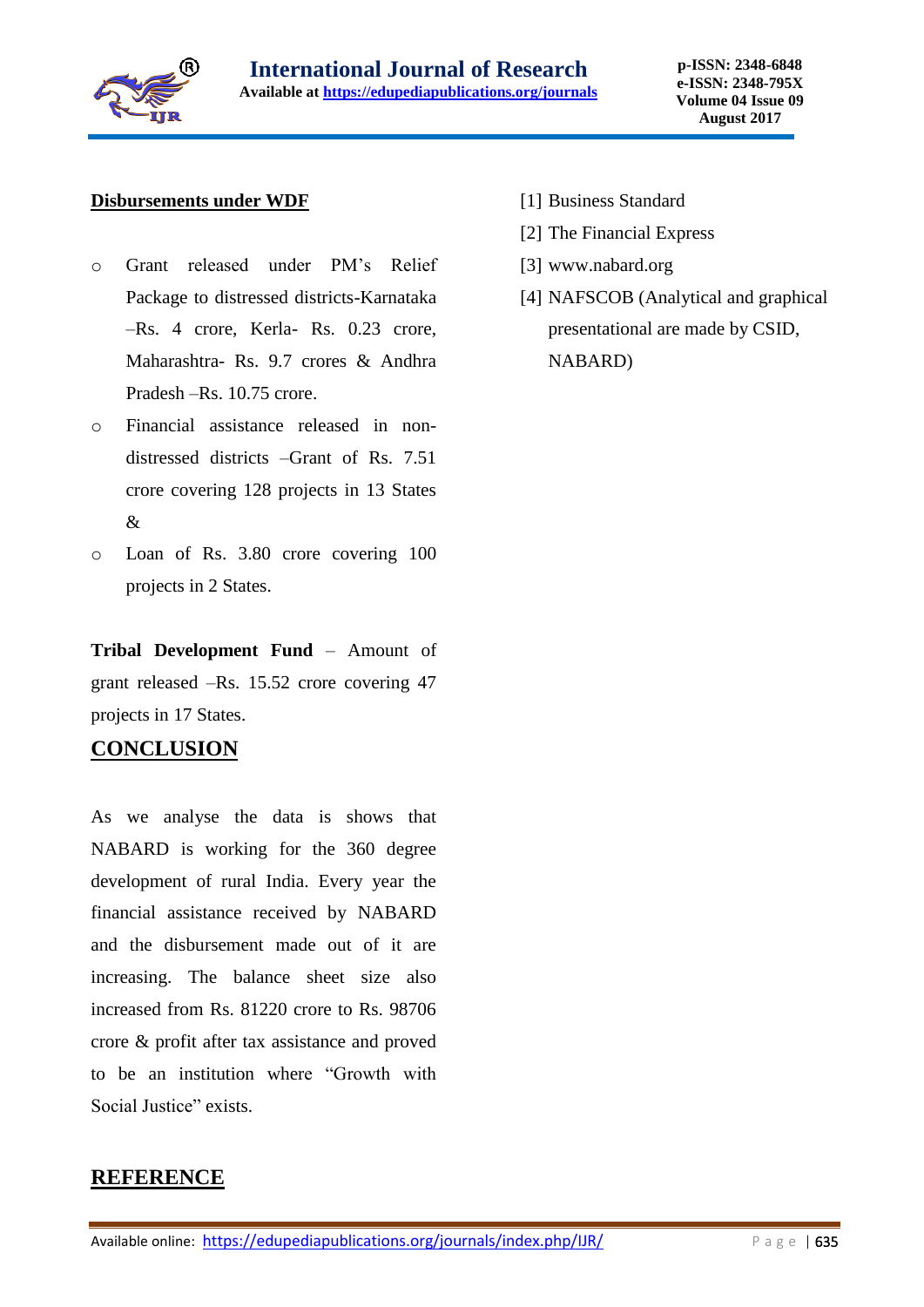**Disbursements under WDF**

- Grant released under PM's Relief Package to distressed districts-Karnataka –Rs. 4 crore, Kerla- Rs. 0.23 crore, Maharashtra- Rs. 9.7 crores & Andhra Pradesh –Rs. 10.75 crore.
- Financial assistance released in non-distressed districts –Grant of Rs. 7.51 crore covering 128 projects in 13 States &
- Loan of Rs. 3.80 crore covering 100 projects in 2 States.

**Tribal Development Fund** – Amount of grant released –Rs. 15.52 crore covering 47 projects in 17 States.

## CONCLUSION

As we analyse the data is shows that NABARD is working for the 360 degree development of rural India. Every year the financial assistance received by NABARD and the disbursement made out of it are increasing. The balance sheet size also increased from Rs. 81220 crore to Rs. 98706 crore & profit after tax assistance and proved to be an institution where "Growth with Social Justice" exists.

## REFERENCE

[1] Business Standard

[2] The Financial Express

[3] www.nabard.org

[4] NAFSCOB (Analytical and graphical presentational are made by CSID, NABARD)